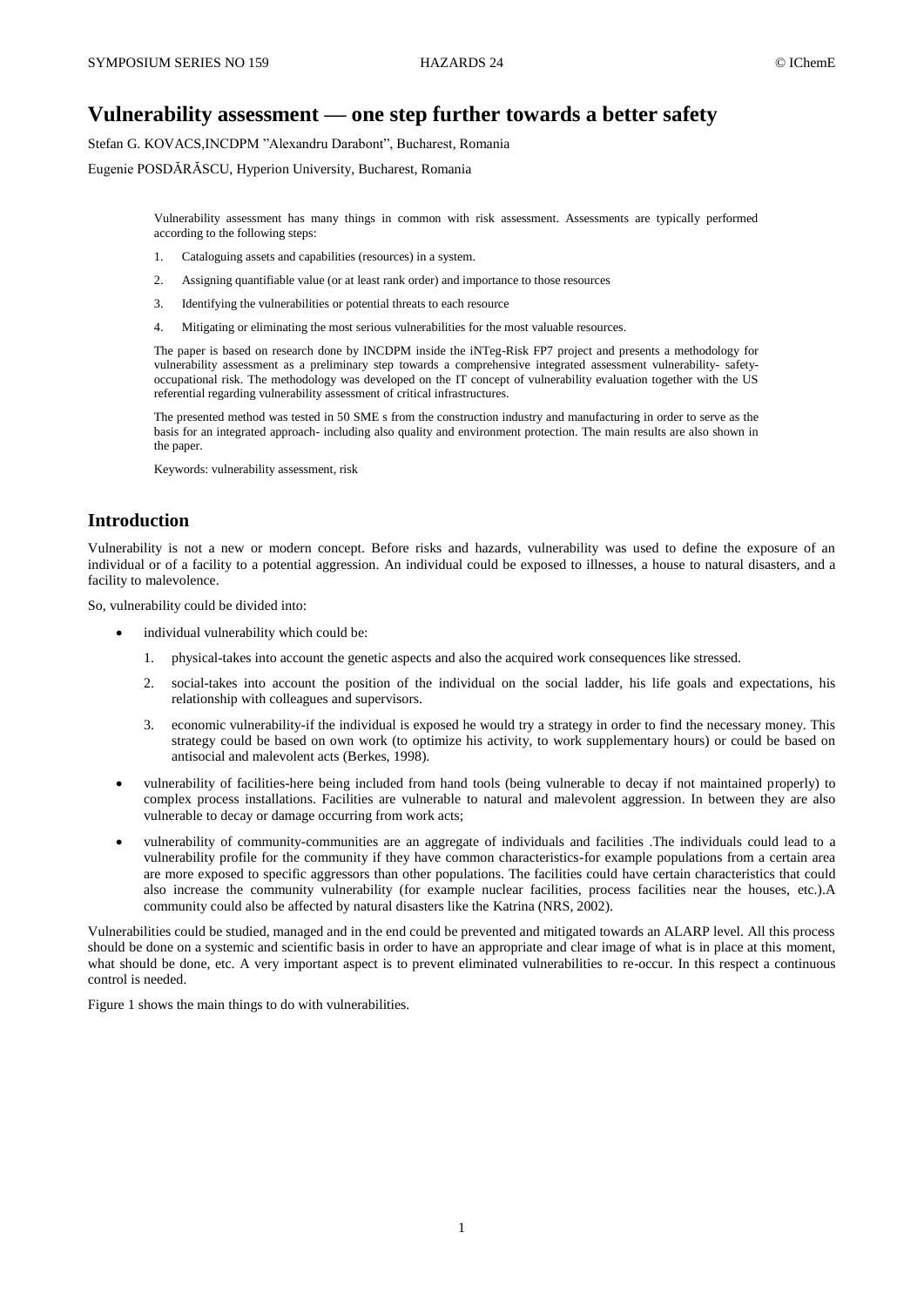# Vulnerability assessment — one step further towards a better safety

Stefan G. KOVACS,INCDPM "Alexandru Darabont", Bucharest, Romania

Eugenie POSDĂRĂSCU, Hyperion University, Bucharest, Romania

Vulnerability assessment has many things in common with risk assessment. Assessments are typically performed according to the following steps:

1. Cataloguing assets and capabilities (resources) in a system.
2. Assigning quantifiable value (or at least rank order) and importance to those resources
3. Identifying the vulnerabilities or potential threats to each resource
4. Mitigating or eliminating the most serious vulnerabilities for the most valuable resources.

The paper is based on research done by INCDPM inside the iNTeg-Risk FP7 project and presents a methodology for vulnerability assessment as a preliminary step towards a comprehensive integrated assessment vulnerability- safety-occupational risk. The methodology was developed on the IT concept of vulnerability evaluation together with the US referential regarding vulnerability assessment of critical infrastructures.

The presented method was tested in 50 SME s from the construction industry and manufacturing in order to serve as the basis for an integrated approach- including also quality and environment protection. The main results are also shown in the paper.

Keywords: vulnerability assessment, risk

## Introduction

Vulnerability is not a new or modern concept. Before risks and hazards, vulnerability was used to define the exposure of an individual or of a facility to a potential aggression. An individual could be exposed to illnesses, a house to natural disasters, and a facility to malevolence.

So, vulnerability could be divided into:

- individual vulnerability which could be:
  1. physical-takes into account the genetic aspects and also the acquired work consequences like stressed.
  2. social-takes into account the position of the individual on the social ladder, his life goals and expectations, his relationship with colleagues and supervisors.
  3. economic vulnerability-if the individual is exposed he would try a strategy in order to find the necessary money. This strategy could be based on own work (to optimize his activity, to work supplementary hours) or could be based on antisocial and malevolent acts (Berkes, 1998).
- vulnerability of facilities-here being included from hand tools (being vulnerable to decay if not maintained properly) to complex process installations. Facilities are vulnerable to natural and malevolent aggression. In between they are also vulnerable to decay or damage occurring from work acts;
- vulnerability of community-communities are an aggregate of individuals and facilities .The individuals could lead to a vulnerability profile for the community if they have common characteristics-for example populations from a certain area are more exposed to specific aggressors than other populations. The facilities could have certain characteristics that could also increase the community vulnerability (for example nuclear facilities, process facilities near the houses, etc.).A community could also be affected by natural disasters like the Katrina (NRS, 2002).

Vulnerabilities could be studied, managed and in the end could be prevented and mitigated towards an ALARP level. All this process should be done on a systemic and scientific basis in order to have an appropriate and clear image of what is in place at this moment, what should be done, etc. A very important aspect is to prevent eliminated vulnerabilities to re-occur. In this respect a continuous control is needed.

Figure 1 shows the main things to do with vulnerabilities.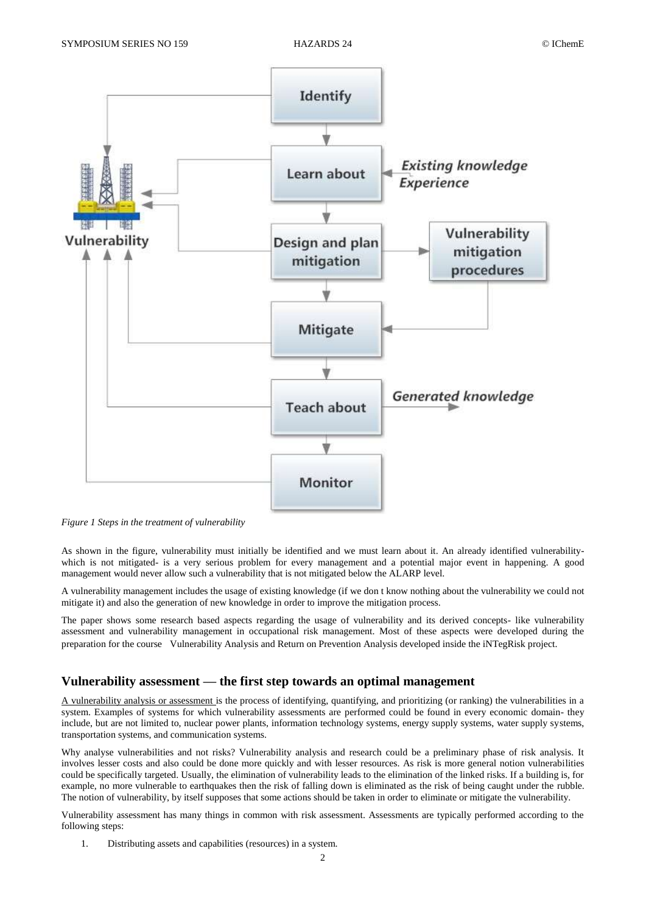*Figure 1 Steps in the treatment of vulnerability*

As shown in the figure, vulnerability must initially be identified and we must learn about it. An already identified vulnerability- which is not mitigated- is a very serious problem for every management and a potential major event in happening. A good management would never allow such a vulnerability that is not mitigated below the ALARP level.

A vulnerability management includes the usage of existing knowledge (if we don t know nothing about the vulnerability we could not mitigate it) and also the generation of new knowledge in order to improve the mitigation process.

The paper shows some research based aspects regarding the usage of vulnerability and its derived concepts- like vulnerability assessment and vulnerability management in occupational risk management. Most of these aspects were developed during the preparation for the course Vulnerability Analysis and Return on Prevention Analysis developed inside the iNTegRisk project.

## Vulnerability assessment — the first step towards an optimal management

A vulnerability analysis or assessment is the process of identifying, quantifying, and prioritizing (or ranking) the vulnerabilities in a system. Examples of systems for which vulnerability assessments are performed could be found in every economic domain- they include, but are not limited to, nuclear power plants, information technology systems, energy supply systems, water supply systems, transportation systems, and communication systems.

Why analyse vulnerabilities and not risks? Vulnerability analysis and research could be a preliminary phase of risk analysis. It involves lesser costs and also could be done more quickly and with lesser resources. As risk is more general notion vulnerabilities could be specifically targeted. Usually, the elimination of vulnerability leads to the elimination of the linked risks. If a building is, for example, no more vulnerable to earthquakes then the risk of falling down is eliminated as the risk of being caught under the rubble. The notion of vulnerability, by itself supposes that some actions should be taken in order to eliminate or mitigate the vulnerability.

Vulnerability assessment has many things in common with risk assessment. Assessments are typically performed according to the following steps:

1. Distributing assets and capabilities (resources) in a system.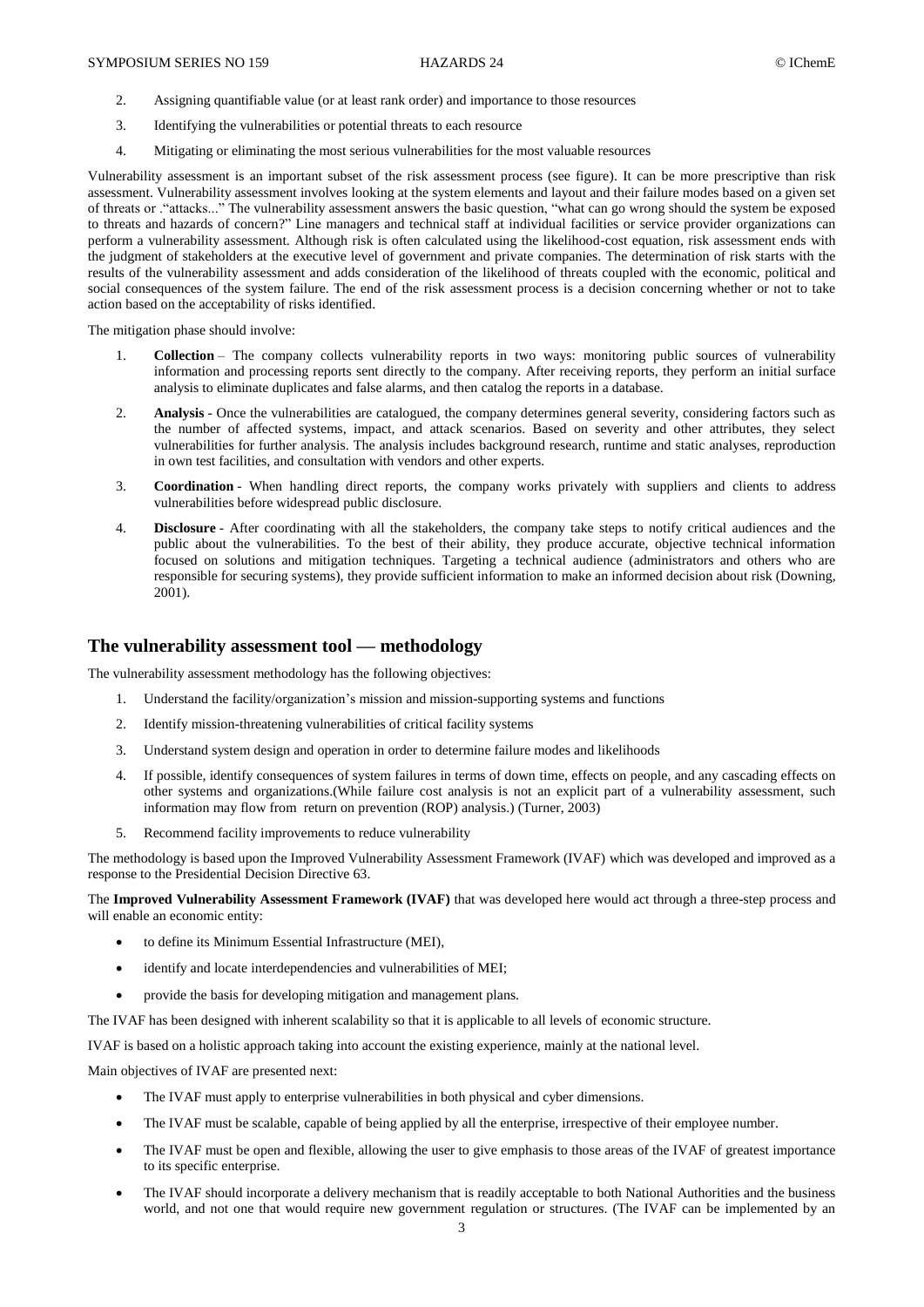2. Assigning quantifiable value (or at least rank order) and importance to those resources
3. Identifying the vulnerabilities or potential threats to each resource
4. Mitigating or eliminating the most serious vulnerabilities for the most valuable resources

Vulnerability assessment is an important subset of the risk assessment process (see figure). It can be more prescriptive than risk assessment. Vulnerability assessment involves looking at the system elements and layout and their failure modes based on a given set of threats or ."attacks..." The vulnerability assessment answers the basic question, "what can go wrong should the system be exposed to threats and hazards of concern?" Line managers and technical staff at individual facilities or service provider organizations can perform a vulnerability assessment. Although risk is often calculated using the likelihood-cost equation, risk assessment ends with the judgment of stakeholders at the executive level of government and private companies. The determination of risk starts with the results of the vulnerability assessment and adds consideration of the likelihood of threats coupled with the economic, political and social consequences of the system failure. The end of the risk assessment process is a decision concerning whether or not to take action based on the acceptability of risks identified.

The mitigation phase should involve:

1. **Collection** – The company collects vulnerability reports in two ways: monitoring public sources of vulnerability information and processing reports sent directly to the company. After receiving reports, they perform an initial surface analysis to eliminate duplicates and false alarms, and then catalog the reports in a database.
2. **Analysis** - Once the vulnerabilities are catalogued, the company determines general severity, considering factors such as the number of affected systems, impact, and attack scenarios. Based on severity and other attributes, they select vulnerabilities for further analysis. The analysis includes background research, runtime and static analyses, reproduction in own test facilities, and consultation with vendors and other experts.
3. **Coordination** - When handling direct reports, the company works privately with suppliers and clients to address vulnerabilities before widespread public disclosure.
4. **Disclosure** - After coordinating with all the stakeholders, the company take steps to notify critical audiences and the public about the vulnerabilities. To the best of their ability, they produce accurate, objective technical information focused on solutions and mitigation techniques. Targeting a technical audience (administrators and others who are responsible for securing systems), they provide sufficient information to make an informed decision about risk (Downing, 2001).

## The vulnerability assessment tool — methodology

The vulnerability assessment methodology has the following objectives:

1. Understand the facility/organization's mission and mission-supporting systems and functions
2. Identify mission-threatening vulnerabilities of critical facility systems
3. Understand system design and operation in order to determine failure modes and likelihoods
4. If possible, identify consequences of system failures in terms of down time, effects on people, and any cascading effects on other systems and organizations.(While failure cost analysis is not an explicit part of a vulnerability assessment, such information may flow from return on prevention (ROP) analysis.) (Turner, 2003)
5. Recommend facility improvements to reduce vulnerability

The methodology is based upon the Improved Vulnerability Assessment Framework (IVAF) which was developed and improved as a response to the Presidential Decision Directive 63.

The **Improved Vulnerability Assessment Framework (IVAF)** that was developed here would act through a three-step process and will enable an economic entity:

- to define its Minimum Essential Infrastructure (MEI),
- identify and locate interdependencies and vulnerabilities of MEI;
- provide the basis for developing mitigation and management plans.

The IVAF has been designed with inherent scalability so that it is applicable to all levels of economic structure.

IVAF is based on a holistic approach taking into account the existing experience, mainly at the national level.

Main objectives of IVAF are presented next:

- The IVAF must apply to enterprise vulnerabilities in both physical and cyber dimensions.
- The IVAF must be scalable, capable of being applied by all the enterprise, irrespective of their employee number.
- The IVAF must be open and flexible, allowing the user to give emphasis to those areas of the IVAF of greatest importance to its specific enterprise.
- The IVAF should incorporate a delivery mechanism that is readily acceptable to both National Authorities and the business world, and not one that would require new government regulation or structures. (The IVAF can be implemented by an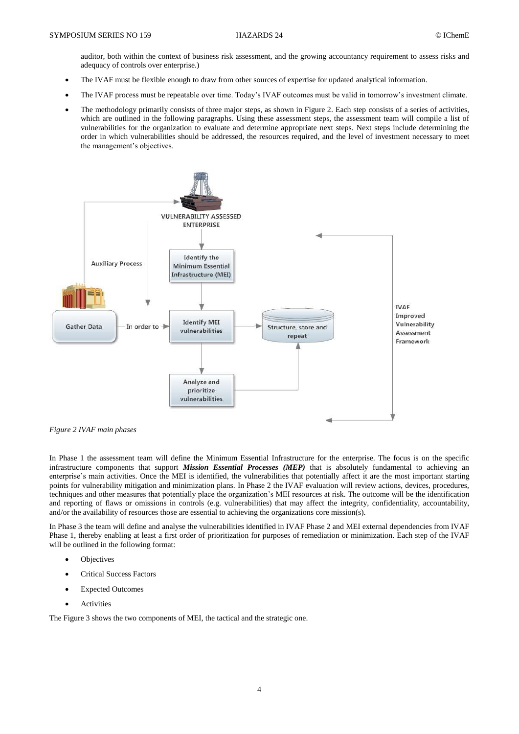auditor, both within the context of business risk assessment, and the growing accountancy requirement to assess risks and adequacy of controls over enterprise.)

- The IVAF must be flexible enough to draw from other sources of expertise for updated analytical information.
- The IVAF process must be repeatable over time. Today's IVAF outcomes must be valid in tomorrow's investment climate.
- The methodology primarily consists of three major steps, as shown in Figure 2. Each step consists of a series of activities, which are outlined in the following paragraphs. Using these assessment steps, the assessment team will compile a list of vulnerabilities for the organization to evaluate and determine appropriate next steps. Next steps include determining the order in which vulnerabilities should be addressed, the resources required, and the level of investment necessary to meet the management's objectives.

*Figure 2 IVAF main phases*

In Phase 1 the assessment team will define the Minimum Essential Infrastructure for the enterprise. The focus is on the specific infrastructure components that support ***Mission Essential Processes (MEP)*** that is absolutely fundamental to achieving an enterprise's main activities. Once the MEI is identified, the vulnerabilities that potentially affect it are the most important starting points for vulnerability mitigation and minimization plans. In Phase 2 the IVAF evaluation will review actions, devices, procedures, techniques and other measures that potentially place the organization's MEI resources at risk. The outcome will be the identification and reporting of flaws or omissions in controls (e.g. vulnerabilities) that may affect the integrity, confidentiality, accountability, and/or the availability of resources those are essential to achieving the organizations core mission(s).

In Phase 3 the team will define and analyse the vulnerabilities identified in IVAF Phase 2 and MEI external dependencies from IVAF Phase 1, thereby enabling at least a first order of prioritization for purposes of remediation or minimization. Each step of the IVAF will be outlined in the following format:

- Objectives
- Critical Success Factors
- Expected Outcomes
- Activities

The Figure 3 shows the two components of MEI, the tactical and the strategic one.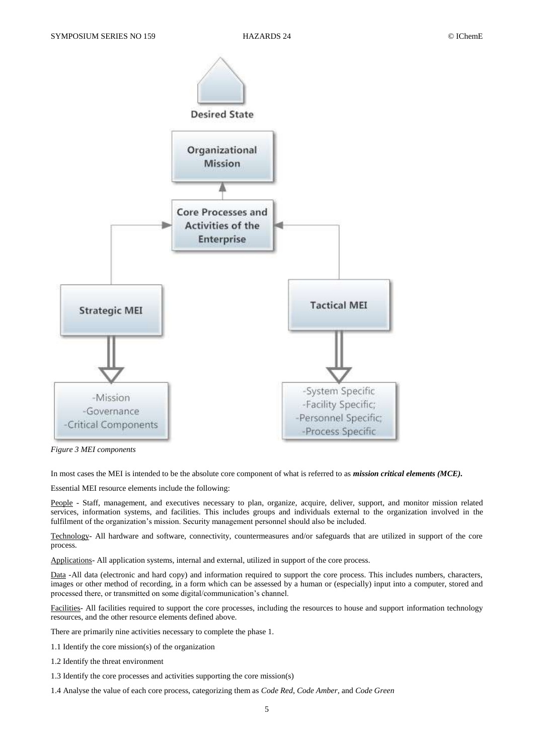Desired State

Organizational Mission

Core Processes and Activities of the Enterprise

Strategic MEI

Tactical MEI

-Mission
-Governance
-Critical Components

-System Specific
-Facility Specific;
-Personnel Specific;
-Process Specific

*Figure 3 MEI components*

In most cases the MEI is intended to be the absolute core component of what is referred to as ***mission critical elements (MCE).***

Essential MEI resource elements include the following:

People - Staff, management, and executives necessary to plan, organize, acquire, deliver, support, and monitor mission related services, information systems, and facilities. This includes groups and individuals external to the organization involved in the fulfilment of the organization's mission. Security management personnel should also be included.

Technology- All hardware and software, connectivity, countermeasures and/or safeguards that are utilized in support of the core process.

Applications- All application systems, internal and external, utilized in support of the core process.

Data -All data (electronic and hard copy) and information required to support the core process. This includes numbers, characters, images or other method of recording, in a form which can be assessed by a human or (especially) input into a computer, stored and processed there, or transmitted on some digital/communication's channel.

Facilities- All facilities required to support the core processes, including the resources to house and support information technology resources, and the other resource elements defined above.

There are primarily nine activities necessary to complete the phase 1.

1.1 Identify the core mission(s) of the organization

1.2 Identify the threat environment

1.3 Identify the core processes and activities supporting the core mission(s)

1.4 Analyse the value of each core process, categorizing them as *Code Red*, *Code Amber*, and *Code Green*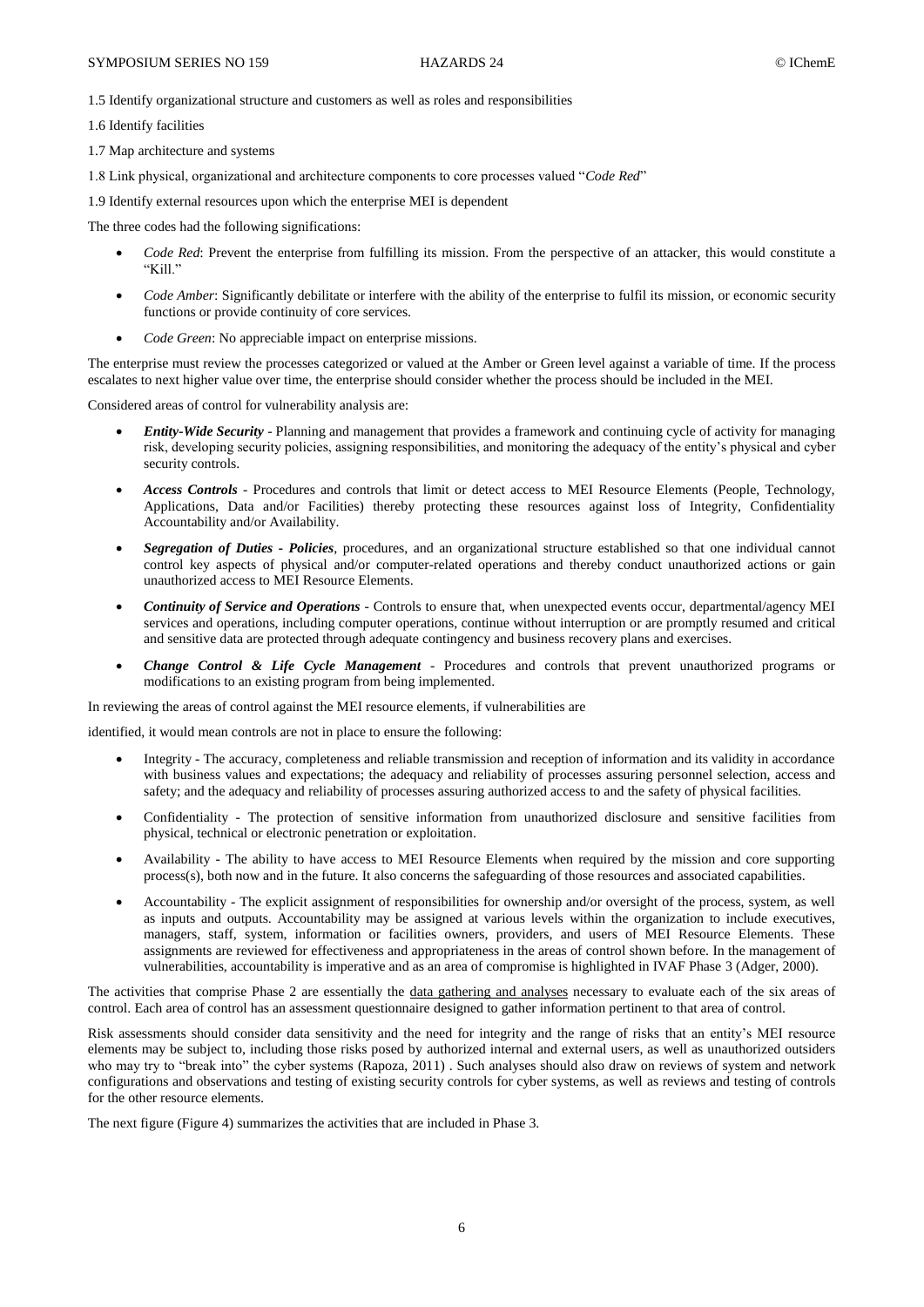1.5 Identify organizational structure and customers as well as roles and responsibilities

1.6 Identify facilities

1.7 Map architecture and systems

1.8 Link physical, organizational and architecture components to core processes valued "*Code Red*"

1.9 Identify external resources upon which the enterprise MEI is dependent

The three codes had the following significations:

- *Code Red*: Prevent the enterprise from fulfilling its mission. From the perspective of an attacker, this would constitute a "Kill."
- *Code Amber*: Significantly debilitate or interfere with the ability of the enterprise to fulfil its mission, or economic security functions or provide continuity of core services.
- *Code Green*: No appreciable impact on enterprise missions.

The enterprise must review the processes categorized or valued at the Amber or Green level against a variable of time. If the process escalates to next higher value over time, the enterprise should consider whether the process should be included in the MEI.

Considered areas of control for vulnerability analysis are:

- ***Entity-Wide Security*** - Planning and management that provides a framework and continuing cycle of activity for managing risk, developing security policies, assigning responsibilities, and monitoring the adequacy of the entity's physical and cyber security controls.
- ***Access Controls*** - Procedures and controls that limit or detect access to MEI Resource Elements (People, Technology, Applications, Data and/or Facilities) thereby protecting these resources against loss of Integrity, Confidentiality Accountability and/or Availability.
- ***Segregation of Duties - Policies***, procedures, and an organizational structure established so that one individual cannot control key aspects of physical and/or computer-related operations and thereby conduct unauthorized actions or gain unauthorized access to MEI Resource Elements.
- ***Continuity of Service and Operations*** - Controls to ensure that, when unexpected events occur, departmental/agency MEI services and operations, including computer operations, continue without interruption or are promptly resumed and critical and sensitive data are protected through adequate contingency and business recovery plans and exercises.
- ***Change Control & Life Cycle Management*** - Procedures and controls that prevent unauthorized programs or modifications to an existing program from being implemented.

In reviewing the areas of control against the MEI resource elements, if vulnerabilities are

identified, it would mean controls are not in place to ensure the following:

- Integrity - The accuracy, completeness and reliable transmission and reception of information and its validity in accordance with business values and expectations; the adequacy and reliability of processes assuring personnel selection, access and safety; and the adequacy and reliability of processes assuring authorized access to and the safety of physical facilities.
- Confidentiality - The protection of sensitive information from unauthorized disclosure and sensitive facilities from physical, technical or electronic penetration or exploitation.
- Availability - The ability to have access to MEI Resource Elements when required by the mission and core supporting process(s), both now and in the future. It also concerns the safeguarding of those resources and associated capabilities.
- Accountability - The explicit assignment of responsibilities for ownership and/or oversight of the process, system, as well as inputs and outputs. Accountability may be assigned at various levels within the organization to include executives, managers, staff, system, information or facilities owners, providers, and users of MEI Resource Elements. These assignments are reviewed for effectiveness and appropriateness in the areas of control shown before. In the management of vulnerabilities, accountability is imperative and as an area of compromise is highlighted in IVAF Phase 3 (Adger, 2000).

The activities that comprise Phase 2 are essentially the data gathering and analyses necessary to evaluate each of the six areas of control. Each area of control has an assessment questionnaire designed to gather information pertinent to that area of control.

Risk assessments should consider data sensitivity and the need for integrity and the range of risks that an entity's MEI resource elements may be subject to, including those risks posed by authorized internal and external users, as well as unauthorized outsiders who may try to "break into" the cyber systems (Rapoza, 2011) . Such analyses should also draw on reviews of system and network configurations and observations and testing of existing security controls for cyber systems, as well as reviews and testing of controls for the other resource elements.

The next figure (Figure 4) summarizes the activities that are included in Phase 3.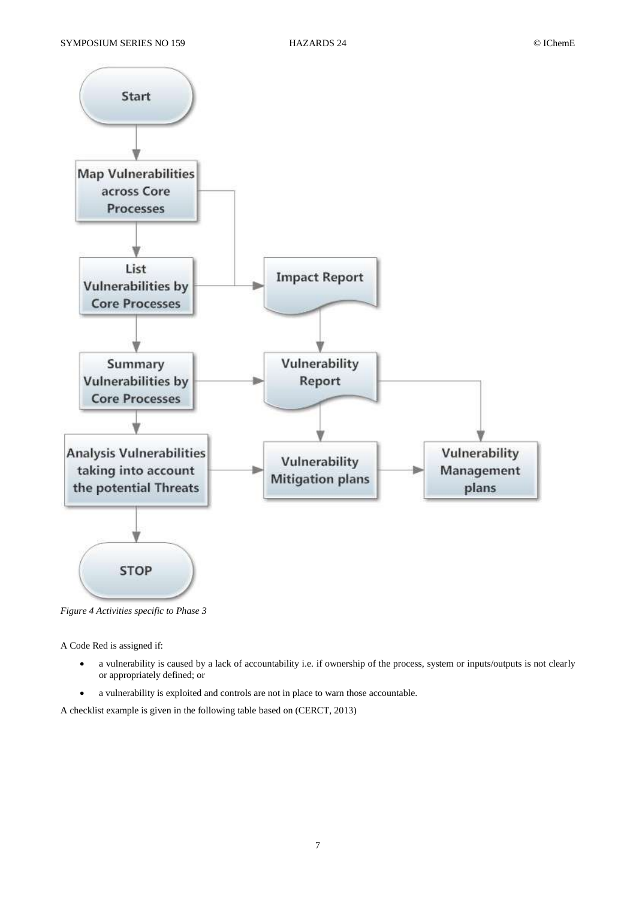Start

Map Vulnerabilities across Core Processes

List Vulnerabilities by Core Processes

Impact Report

Summary Vulnerabilities by Core Processes

Vulnerability Report

Analysis Vulnerabilities taking into account the potential Threats

Vulnerability Mitigation plans

Vulnerability Management plans

STOP

*Figure 4 Activities specific to Phase 3*

A Code Red is assigned if:

- a vulnerability is caused by a lack of accountability i.e. if ownership of the process, system or inputs/outputs is not clearly or appropriately defined; or
- a vulnerability is exploited and controls are not in place to warn those accountable.

A checklist example is given in the following table based on (CERCT, 2013)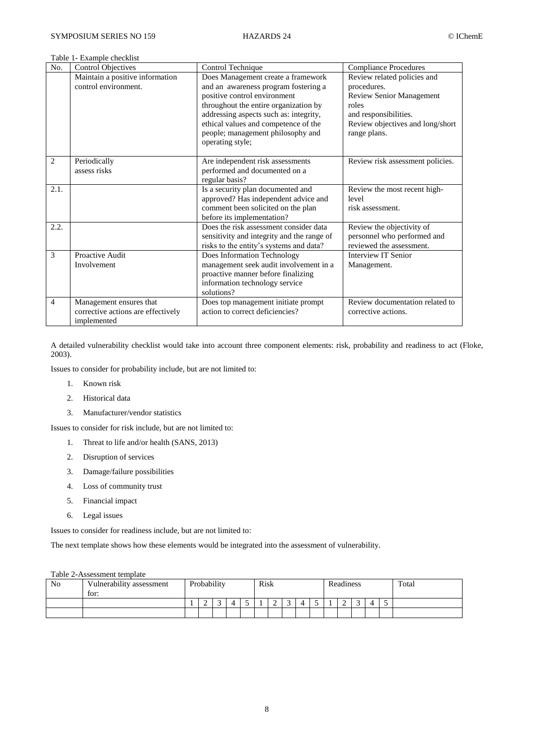Table 1- Example checklist

| No. | Control Objectives | Control Technique | Compliance Procedures |
|---|---|---|---|
| | Maintain a positive information control environment. | Does Management create a framework and an awareness program fostering a positive control environment throughout the entire organization by addressing aspects such as: integrity, ethical values and competence of the people; management philosophy and operating style; | Review related policies and procedures. Review Senior Management roles and responsibilities. Review objectives and long/short range plans. |
| 2 | Periodically assess risks | Are independent risk assessments performed and documented on a regular basis? | Review risk assessment policies. |
| 2.1. | | Is a security plan documented and approved? Has independent advice and comment been solicited on the plan before its implementation? | Review the most recent high-level risk assessment. |
| 2.2. | | Does the risk assessment consider data sensitivity and integrity and the range of risks to the entity's systems and data? | Review the objectivity of personnel who performed and reviewed the assessment. |
| 3 | Proactive Audit Involvement | Does Information Technology management seek audit involvement in a proactive manner before finalizing information technology service solutions? | Interview IT Senior Management. |
| 4 | Management ensures that corrective actions are effectively implemented | Does top management initiate prompt action to correct deficiencies? | Review documentation related to corrective actions. |

A detailed vulnerability checklist would take into account three component elements: risk, probability and readiness to act (Floke, 2003).

Issues to consider for probability include, but are not limited to:

1. Known risk
2. Historical data
3. Manufacturer/vendor statistics

Issues to consider for risk include, but are not limited to:

1. Threat to life and/or health (SANS, 2013)
2. Disruption of services
3. Damage/failure possibilities
4. Loss of community trust
5. Financial impact
6. Legal issues

Issues to consider for readiness include, but are not limited to:

The next template shows how these elements would be integrated into the assessment of vulnerability.

Table 2-Assessment template

| No | Vulnerability assessment for: | Probability | | | | | Risk | | | | | Readiness | | | | | Total |
|---|---|---|---|---|---|---|---|---|---|---|---|---|---|---|---|---|---|
| | | 1 | 2 | 3 | 4 | 5 | 1 | 2 | 3 | 4 | 5 | 1 | 2 | 3 | 4 | 5 | |
| | | | | | | | | | | | | | | | | | |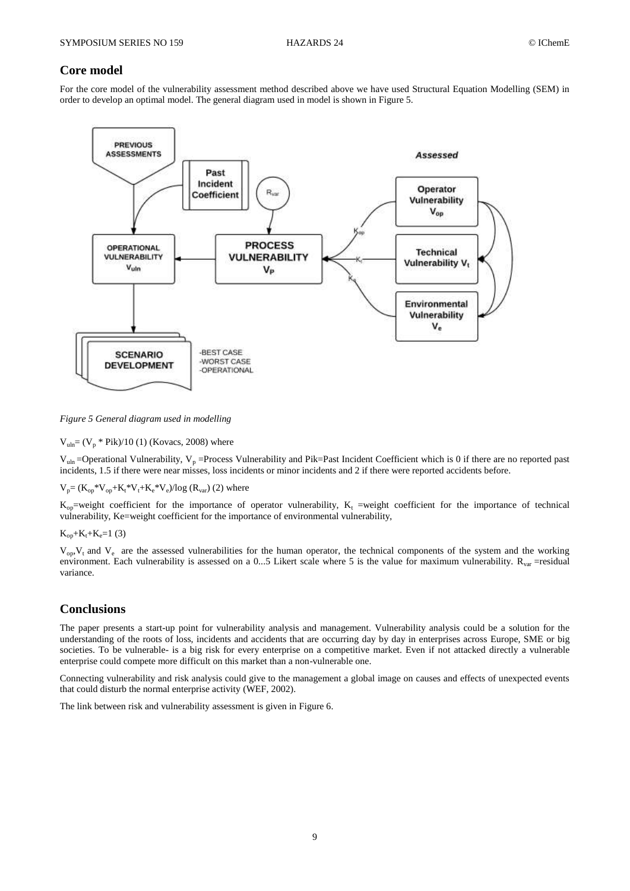## Core model

For the core model of the vulnerability assessment method described above we have used Structural Equation Modelling (SEM) in order to develop an optimal model. The general diagram used in model is shown in Figure 5.

*Figure 5 General diagram used in modelling*

$V_{uln} = (V_p * Pik)/10$ (1) (Kovacs, 2008) where

$V_{uln}$ =Operational Vulnerability, $V_p$ =Process Vulnerability and Pik=Past Incident Coefficient which is 0 if there are no reported past incidents, 1.5 if there were near misses, loss incidents or minor incidents and 2 if there were reported accidents before.

$V_p = (K_{op}*V_{op}+K_t*V_t+K_e*V_e)/\log(R_{var})$ (2) where

$K_{op}$=weight coefficient for the importance of operator vulnerability, $K_t$ =weight coefficient for the importance of technical vulnerability, Ke=weight coefficient for the importance of environmental vulnerability,

$K_{op}+K_t+K_e=1$ (3)

$V_{op}$, $V_t$ and $V_e$ are the assessed vulnerabilities for the human operator, the technical components of the system and the working environment. Each vulnerability is assessed on a 0...5 Likert scale where 5 is the value for maximum vulnerability. $R_{var}$ =residual variance.

## Conclusions

The paper presents a start-up point for vulnerability analysis and management. Vulnerability analysis could be a solution for the understanding of the roots of loss, incidents and accidents that are occurring day by day in enterprises across Europe, SME or big societies. To be vulnerable- is a big risk for every enterprise on a competitive market. Even if not attacked directly a vulnerable enterprise could compete more difficult on this market than a non-vulnerable one.

Connecting vulnerability and risk analysis could give to the management a global image on causes and effects of unexpected events that could disturb the normal enterprise activity (WEF, 2002).

The link between risk and vulnerability assessment is given in Figure 6.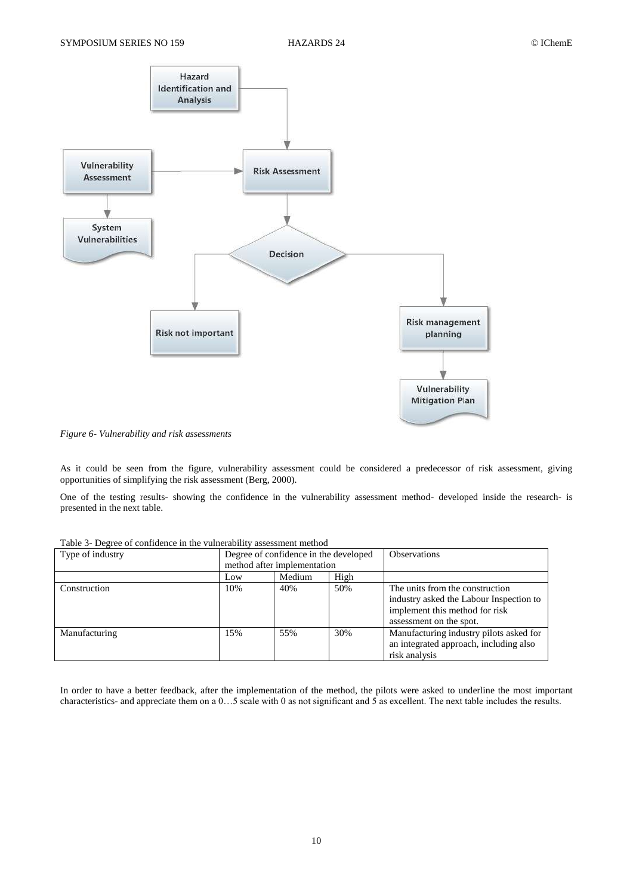*Figure 6- Vulnerability and risk assessments*

As it could be seen from the figure, vulnerability assessment could be considered a predecessor of risk assessment, giving opportunities of simplifying the risk assessment (Berg, 2000).

One of the testing results- showing the confidence in the vulnerability assessment method- developed inside the research- is presented in the next table.

Table 3- Degree of confidence in the vulnerability assessment method

| Type of industry | Degree of confidence in the developed method after implementation | | | Observations |
|---|---|---|---|---|
| | Low | Medium | High | |
| Construction | 10% | 40% | 50% | The units from the construction industry asked the Labour Inspection to implement this method for risk assessment on the spot. |
| Manufacturing | 15% | 55% | 30% | Manufacturing industry pilots asked for an integrated approach, including also risk analysis |

In order to have a better feedback, after the implementation of the method, the pilots were asked to underline the most important characteristics- and appreciate them on a 0…5 scale with 0 as not significant and 5 as excellent. The next table includes the results.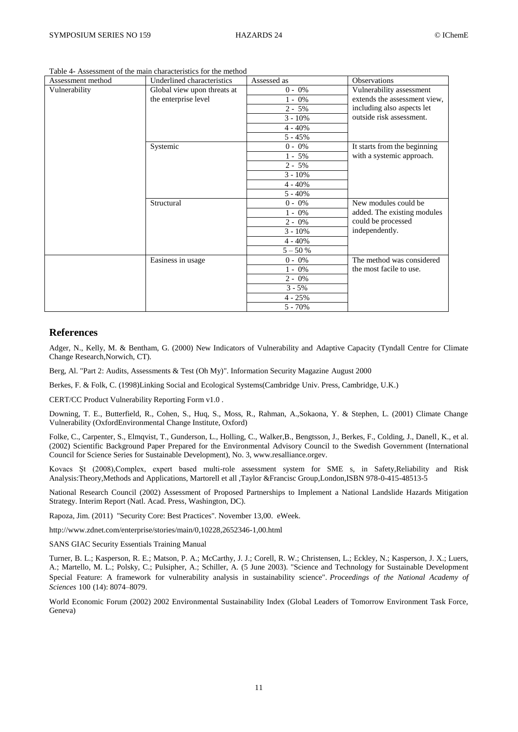Table 4- Assessment of the main characteristics for the method

| Assessment method | Underlined characteristics | Assessed as | Observations |
|---|---|---|---|
| Vulnerability | Global view upon threats at the enterprise level | 0 - 0% | Vulnerability assessment extends the assessment view, including also aspects let outside risk assessment. |
| | | 1 - 0% | |
| | | 2 - 5% | |
| | | 3 - 10% | |
| | | 4 - 40% | |
| | | 5 - 45% | |
| | Systemic | 0 - 0% | It starts from the beginning with a systemic approach. |
| | | 1 - 5% | |
| | | 2 - 5% | |
| | | 3 - 10% | |
| | | 4 - 40% | |
| | | 5 - 40% | |
| | Structural | 0 - 0% | New modules could be added. The existing modules could be processed independently. |
| | | 1 - 0% | |
| | | 2 - 0% | |
| | | 3 - 10% | |
| | | 4 - 40% | |
| | | 5 – 50 % | |
| | Easiness in usage | 0 - 0% | The method was considered the most facile to use. |
| | | 1 - 0% | |
| | | 2 - 0% | |
| | | 3 - 5% | |
| | | 4 - 25% | |
| | | 5 - 70% | |

## References

Adger, N., Kelly, M. & Bentham, G. (2000) New Indicators of Vulnerability and Adaptive Capacity (Tyndall Centre for Climate Change Research,Norwich, CT).

Berg, Al. "Part 2: Audits, Assessments & Test (Oh My)". Information Security Magazine August 2000

Berkes, F. & Folk, C. (1998)Linking Social and Ecological Systems(Cambridge Univ. Press, Cambridge, U.K.)

CERT/CC Product Vulnerability Reporting Form v1.0 .

Downing, T. E., Butterfield, R., Cohen, S., Huq, S., Moss, R., Rahman, A.,Sokaona, Y. & Stephen, L. (2001) Climate Change Vulnerability (OxfordEnvironmental Change Institute, Oxford)

Folke, C., Carpenter, S., Elmqvist, T., Gunderson, L., Holling, C., Walker,B., Bengtsson, J., Berkes, F., Colding, J., Danell, K., et al. (2002) Scientific Background Paper Prepared for the Environmental Advisory Council to the Swedish Government (International Council for Science Series for Sustainable Development), No. 3, www.resalliance.orgev.

Kovacs Șt (2008),Complex, expert based multi-role assessment system for SME s, in Safety,Reliability and Risk Analysis:Theory,Methods and Applications, Martorell et all ,Taylor &Francisc Group,London,ISBN 978-0-415-48513-5

National Research Council (2002) Assessment of Proposed Partnerships to Implement a National Landslide Hazards Mitigation Strategy. Interim Report (Natl. Acad. Press, Washington, DC).

Rapoza, Jim. (2011) "Security Core: Best Practices". November 13,00. eWeek.

http://www.zdnet.com/enterprise/stories/main/0,10228,2652346-1,00.html

SANS GIAC Security Essentials Training Manual

Turner, B. L.; Kasperson, R. E.; Matson, P. A.; McCarthy, J. J.; Corell, R. W.; Christensen, L.; Eckley, N.; Kasperson, J. X.; Luers, A.; Martello, M. L.; Polsky, C.; Pulsipher, A.; Schiller, A. (5 June 2003). "Science and Technology for Sustainable Development Special Feature: A framework for vulnerability analysis in sustainability science". *Proceedings of the National Academy of Sciences* 100 (14): 8074–8079.

World Economic Forum (2002) 2002 Environmental Sustainability Index (Global Leaders of Tomorrow Environment Task Force, Geneva)